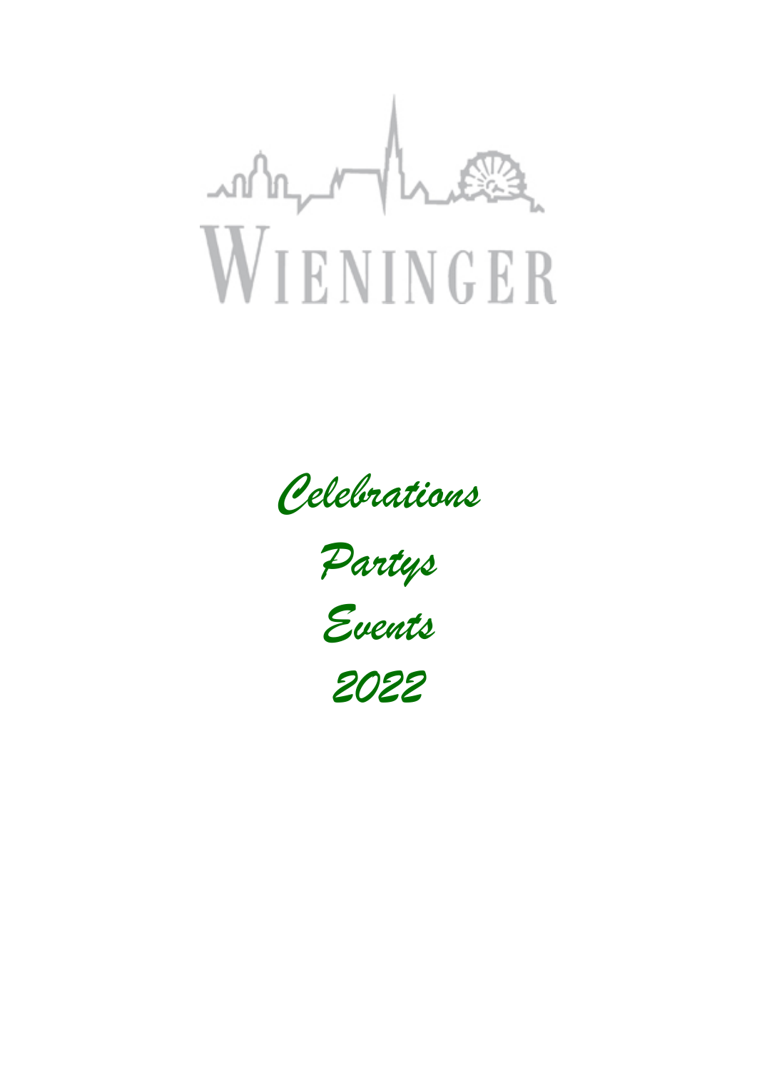# WIENINGER

*Celebrations*

*Partys*

*Events*

*2022*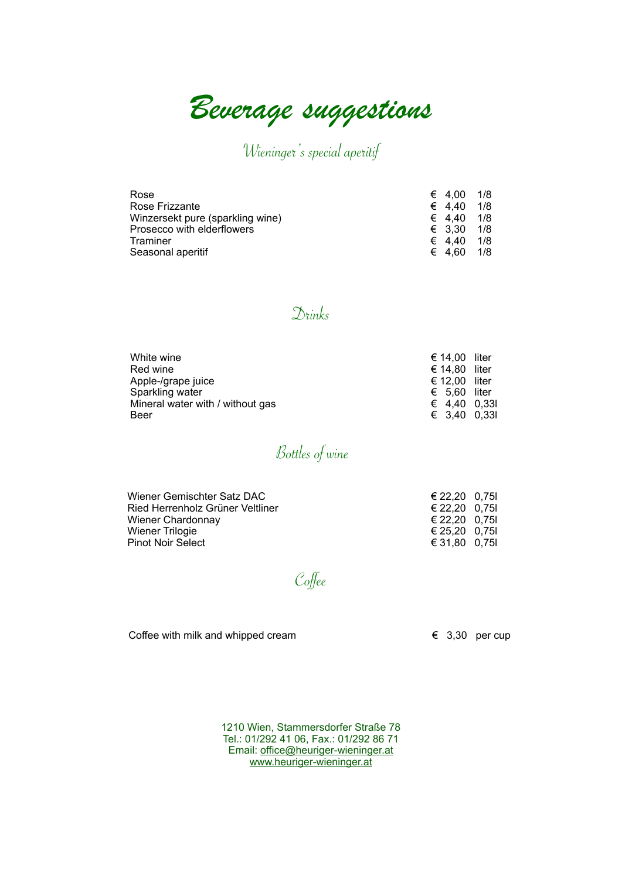# Beverage suggestions

## Wieninger's special aperitif

| | | |
|---|---|---|
| Rose | € 4,00 | 1/8 |
| Rose Frizzante | € 4,40 | 1/8 |
| Winzersekt pure (sparkling wine) | € 4,40 | 1/8 |
| Prosecco with elderflowers | € 3,30 | 1/8 |
| Traminer | € 4,40 | 1/8 |
| Seasonal aperitif | € 4,60 | 1/8 |

## Drinks

| | | |
|---|---|---|
| White wine | € 14,00 | liter |
| Red wine | € 14,80 | liter |
| Apple-/grape juice | € 12,00 | liter |
| Sparkling water | € 5,60 | liter |
| Mineral water with / without gas | € 4,40 | 0,33l |
| Beer | € 3,40 | 0,33l |

## Bottles of wine

| | | |
|---|---|---|
| Wiener Gemischter Satz DAC | € 22,20 | 0,75l |
| Ried Herrenholz Grüner Veltliner | € 22,20 | 0,75l |
| Wiener Chardonnay | € 22,20 | 0,75l |
| Wiener Trilogie | € 25,20 | 0,75l |
| Pinot Noir Select | € 31,80 | 0,75l |

## Coffee

| | | |
|---|---|---|
| Coffee with milk and whipped cream | € 3,30 | per cup |

1210 Wien, Stammersdorfer Straße 78
Tel.: 01/292 41 06, Fax.: 01/292 86 71
Email: office@heuriger-wieninger.at
www.heuriger-wieninger.at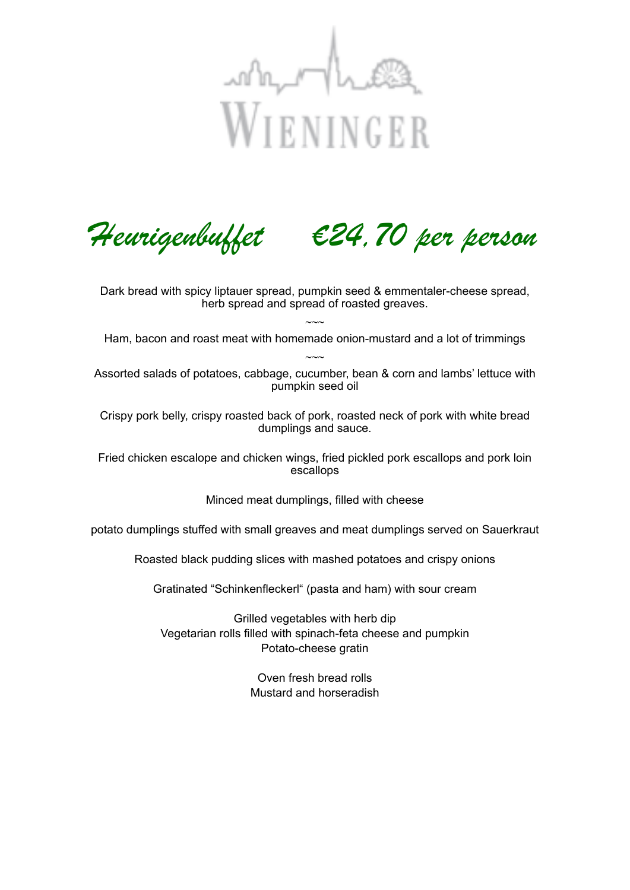WIENINGER

# *Heurigenbuffet €24,70 per person*

Dark bread with spicy liptauer spread, pumpkin seed & emmentaler-cheese spread, herb spread and spread of roasted greaves.

~~~

Ham, bacon and roast meat with homemade onion-mustard and a lot of trimmings

~~~

Assorted salads of potatoes, cabbage, cucumber, bean & corn and lambs' lettuce with pumpkin seed oil

Crispy pork belly, crispy roasted back of pork, roasted neck of pork with white bread dumplings and sauce.

Fried chicken escalope and chicken wings, fried pickled pork escallops and pork loin escallops

Minced meat dumplings, filled with cheese

potato dumplings stuffed with small greaves and meat dumplings served on Sauerkraut

Roasted black pudding slices with mashed potatoes and crispy onions

Gratinated "Schinkenfleckerl" (pasta and ham) with sour cream

Grilled vegetables with herb dip
Vegetarian rolls filled with spinach-feta cheese and pumpkin
Potato-cheese gratin

Oven fresh bread rolls
Mustard and horseradish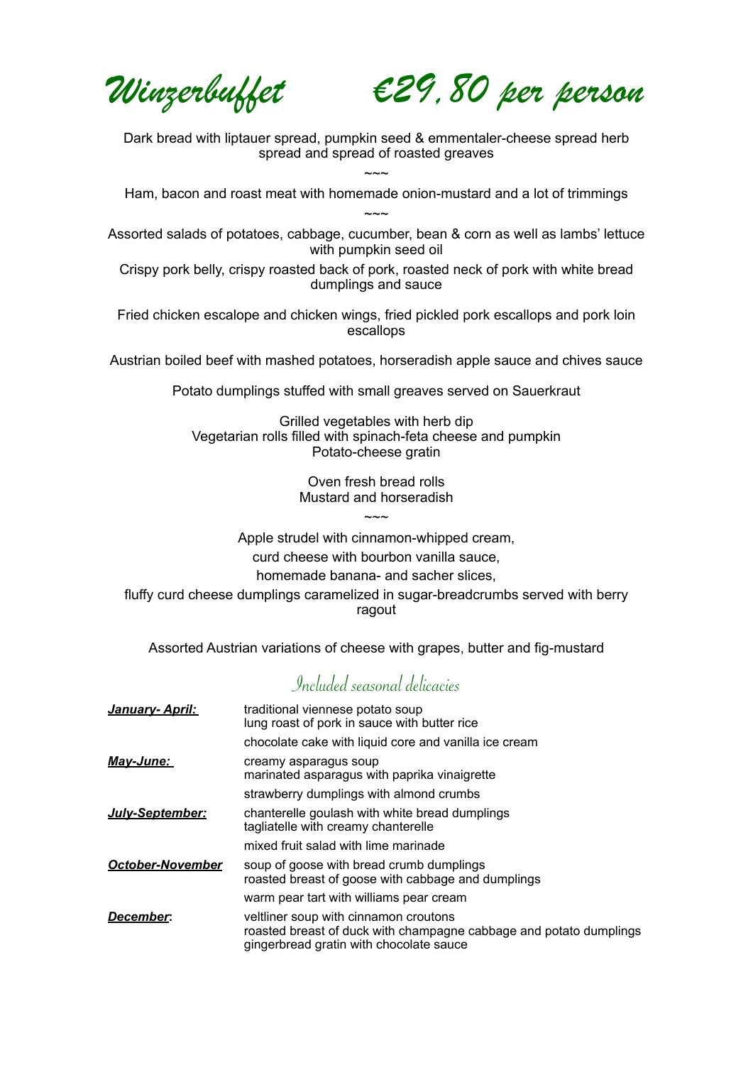# *Winzerbuffet €29,80 per person*

Dark bread with liptauer spread, pumpkin seed & emmentaler-cheese spread herb spread and spread of roasted greaves

~~~

Ham, bacon and roast meat with homemade onion-mustard and a lot of trimmings

~~~

Assorted salads of potatoes, cabbage, cucumber, bean & corn as well as lambs' lettuce with pumpkin seed oil

Crispy pork belly, crispy roasted back of pork, roasted neck of pork with white bread dumplings and sauce

Fried chicken escalope and chicken wings, fried pickled pork escallops and pork loin escallops

Austrian boiled beef with mashed potatoes, horseradish apple sauce and chives sauce

Potato dumplings stuffed with small greaves served on Sauerkraut

Grilled vegetables with herb dip
Vegetarian rolls filled with spinach-feta cheese and pumpkin
Potato-cheese gratin

Oven fresh bread rolls
Mustard and horseradish

~~~

Apple strudel with cinnamon-whipped cream,
curd cheese with bourbon vanilla sauce,
homemade banana- and sacher slices,
fluffy curd cheese dumplings caramelized in sugar-breadcrumbs served with berry ragout

Assorted Austrian variations of cheese with grapes, butter and fig-mustard

## *Included seasonal delicacies*

***January- April:***
traditional viennese potato soup
lung roast of pork in sauce with butter rice
chocolate cake with liquid core and vanilla ice cream

***May-June:***
creamy asparagus soup
marinated asparagus with paprika vinaigrette
strawberry dumplings with almond crumbs

***July-September:***
chanterelle goulash with white bread dumplings
tagliatelle with creamy chanterelle
mixed fruit salad with lime marinade

***October-November***
soup of goose with bread crumb dumplings
roasted breast of goose with cabbage and dumplings
warm pear tart with williams pear cream

***December*:**
veltliner soup with cinnamon croutons
roasted breast of duck with champagne cabbage and potato dumplings
gingerbread gratin with chocolate sauce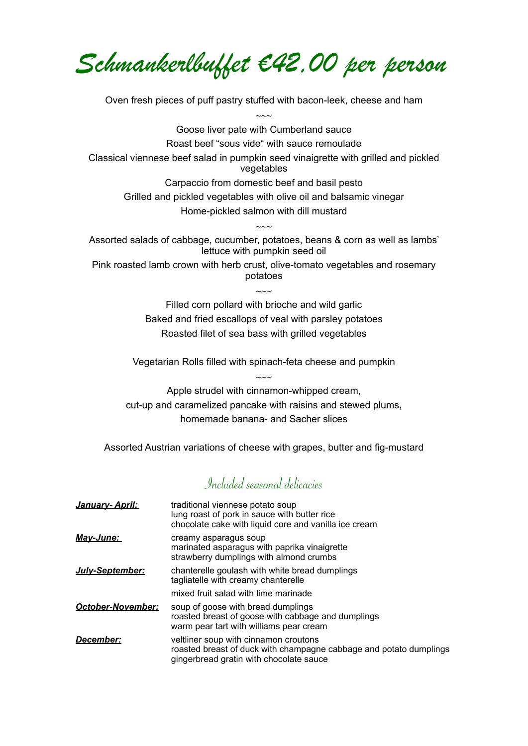# *Schmankerlbuffet €42,00 per person*

Oven fresh pieces of puff pastry stuffed with bacon-leek, cheese and ham

~~~

Goose liver pate with Cumberland sauce

Roast beef "sous vide" with sauce remoulade

Classical viennese beef salad in pumpkin seed vinaigrette with grilled and pickled vegetables

Carpaccio from domestic beef and basil pesto

Grilled and pickled vegetables with olive oil and balsamic vinegar

Home-pickled salmon with dill mustard

~~~

Assorted salads of cabbage, cucumber, potatoes, beans & corn as well as lambs' lettuce with pumpkin seed oil

Pink roasted lamb crown with herb crust, olive-tomato vegetables and rosemary potatoes

~~~

Filled corn pollard with brioche and wild garlic

Baked and fried escallops of veal with parsley potatoes

Roasted filet of sea bass with grilled vegetables

Vegetarian Rolls filled with spinach-feta cheese and pumpkin

~~~

Apple strudel with cinnamon-whipped cream,

cut-up and caramelized pancake with raisins and stewed plums,

homemade banana- and Sacher slices

Assorted Austrian variations of cheese with grapes, butter and fig-mustard

## *Included seasonal delicacies*

| | |
|---|---|
| ***January- April:*** | traditional viennese potato soup<br>lung roast of pork in sauce with butter rice<br>chocolate cake with liquid core and vanilla ice cream |
| ***May-June:*** | creamy asparagus soup<br>marinated asparagus with paprika vinaigrette<br>strawberry dumplings with almond crumbs |
| ***July-September:*** | chanterelle goulash with white bread dumplings<br>tagliatelle with creamy chanterelle<br>mixed fruit salad with lime marinade |
| ***October-November:*** | soup of goose with bread dumplings<br>roasted breast of goose with cabbage and dumplings<br>warm pear tart with williams pear cream |
| ***December:*** | veltliner soup with cinnamon croutons<br>roasted breast of duck with champagne cabbage and potato dumplings<br>gingerbread gratin with chocolate sauce |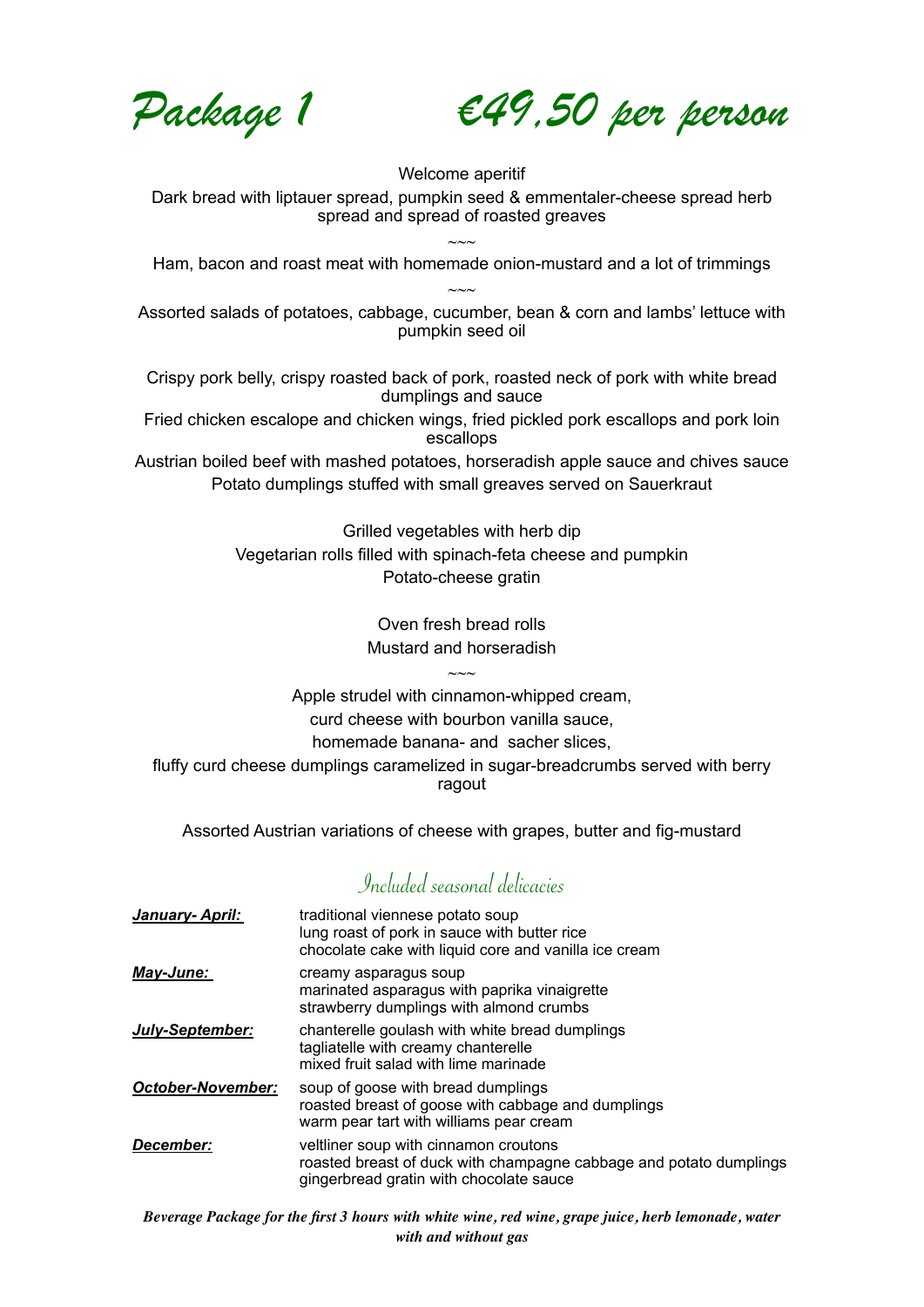# Package 1 €49,50 per person

Welcome aperitif

Dark bread with liptauer spread, pumpkin seed & emmentaler-cheese spread herb spread and spread of roasted greaves

~~~

Ham, bacon and roast meat with homemade onion-mustard and a lot of trimmings

~~~

Assorted salads of potatoes, cabbage, cucumber, bean & corn and lambs' lettuce with pumpkin seed oil

Crispy pork belly, crispy roasted back of pork, roasted neck of pork with white bread dumplings and sauce

Fried chicken escalope and chicken wings, fried pickled pork escallops and pork loin escallops

Austrian boiled beef with mashed potatoes, horseradish apple sauce and chives sauce

Potato dumplings stuffed with small greaves served on Sauerkraut

Grilled vegetables with herb dip

Vegetarian rolls filled with spinach-feta cheese and pumpkin

Potato-cheese gratin

Oven fresh bread rolls

Mustard and horseradish

~~~

Apple strudel with cinnamon-whipped cream,

curd cheese with bourbon vanilla sauce,

homemade banana- and sacher slices,

fluffy curd cheese dumplings caramelized in sugar-breadcrumbs served with berry ragout

Assorted Austrian variations of cheese with grapes, butter and fig-mustard

## Included seasonal delicacies

| | |
|---|---|
| ***January- April:*** | traditional viennese potato soup<br>lung roast of pork in sauce with butter rice<br>chocolate cake with liquid core and vanilla ice cream |
| ***May-June:*** | creamy asparagus soup<br>marinated asparagus with paprika vinaigrette<br>strawberry dumplings with almond crumbs |
| ***July-September:*** | chanterelle goulash with white bread dumplings<br>tagliatelle with creamy chanterelle<br>mixed fruit salad with lime marinade |
| ***October-November:*** | soup of goose with bread dumplings<br>roasted breast of goose with cabbage and dumplings<br>warm pear tart with williams pear cream |
| ***December:*** | veltliner soup with cinnamon croutons<br>roasted breast of duck with champagne cabbage and potato dumplings<br>gingerbread gratin with chocolate sauce |

***Beverage Package for the first 3 hours with white wine, red wine, grape juice, herb lemonade, water with and without gas***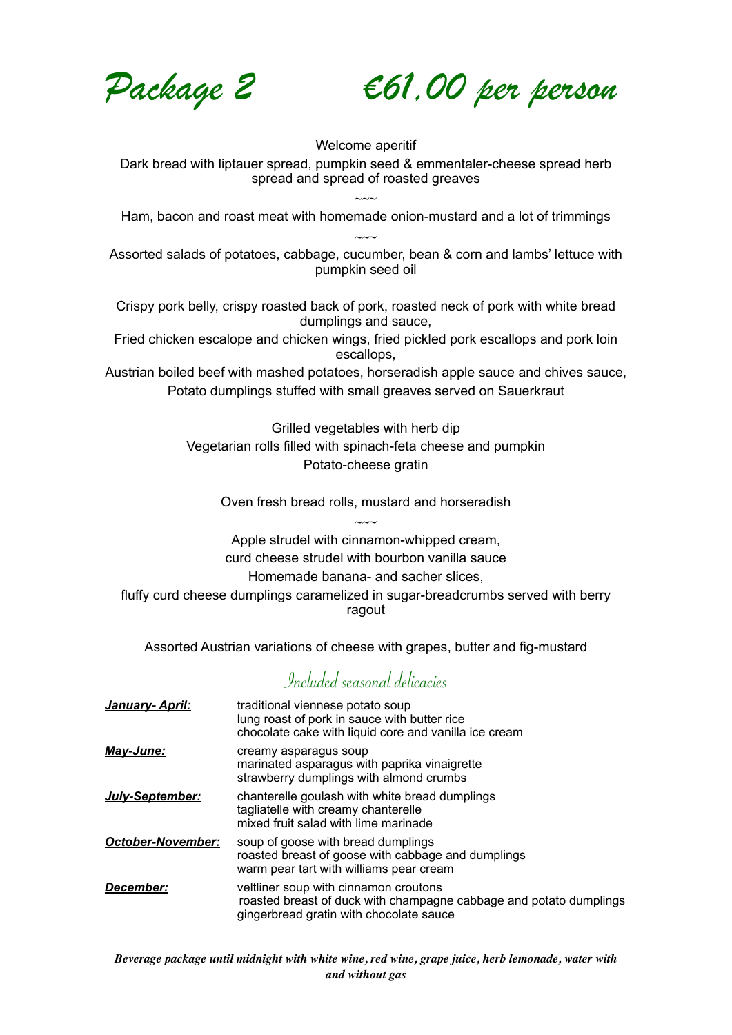# *Package 2 €61,00 per person*

Welcome aperitif

Dark bread with liptauer spread, pumpkin seed & emmentaler-cheese spread herb spread and spread of roasted greaves

~~~

Ham, bacon and roast meat with homemade onion-mustard and a lot of trimmings

~~~

Assorted salads of potatoes, cabbage, cucumber, bean & corn and lambs' lettuce with pumpkin seed oil

Crispy pork belly, crispy roasted back of pork, roasted neck of pork with white bread dumplings and sauce,

Fried chicken escalope and chicken wings, fried pickled pork escallops and pork loin escallops,

Austrian boiled beef with mashed potatoes, horseradish apple sauce and chives sauce,

Potato dumplings stuffed with small greaves served on Sauerkraut

Grilled vegetables with herb dip

Vegetarian rolls filled with spinach-feta cheese and pumpkin

Potato-cheese gratin

Oven fresh bread rolls, mustard and horseradish

~~~

Apple strudel with cinnamon-whipped cream,

curd cheese strudel with bourbon vanilla sauce

Homemade banana- and sacher slices,

fluffy curd cheese dumplings caramelized in sugar-breadcrumbs served with berry ragout

Assorted Austrian variations of cheese with grapes, butter and fig-mustard

## *Included seasonal delicacies*

| | |
|---|---|
| ***January- April:*** | traditional viennese potato soup<br>lung roast of pork in sauce with butter rice<br>chocolate cake with liquid core and vanilla ice cream |
| ***May-June:*** | creamy asparagus soup<br>marinated asparagus with paprika vinaigrette<br>strawberry dumplings with almond crumbs |
| ***July-September:*** | chanterelle goulash with white bread dumplings<br>tagliatelle with creamy chanterelle<br>mixed fruit salad with lime marinade |
| ***October-November:*** | soup of goose with bread dumplings<br>roasted breast of goose with cabbage and dumplings<br>warm pear tart with williams pear cream |
| ***December:*** | veltliner soup with cinnamon croutons<br>roasted breast of duck with champagne cabbage and potato dumplings<br>gingerbread gratin with chocolate sauce |

***Beverage package until midnight with white wine, red wine, grape juice, herb lemonade, water with and without gas***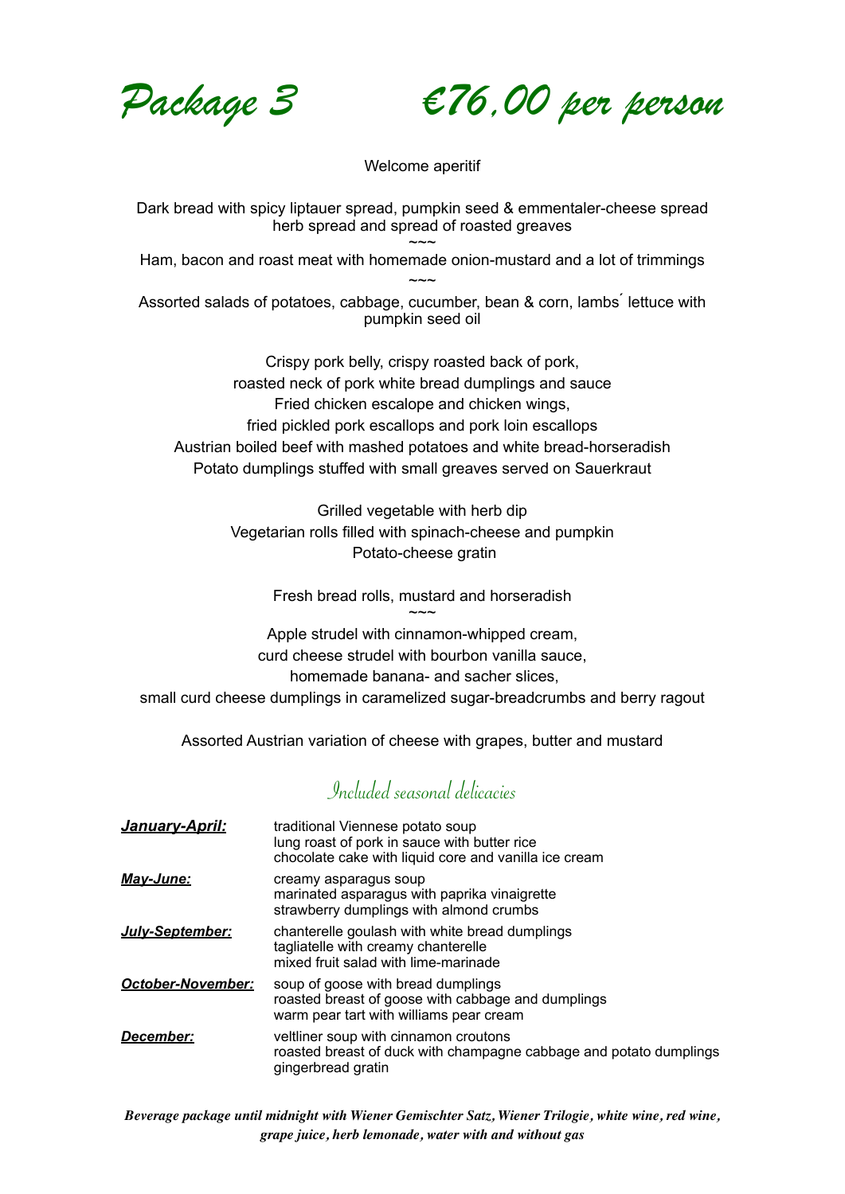# *Package 3 €76,00 per person*

Welcome aperitif

Dark bread with spicy liptauer spread, pumpkin seed & emmentaler-cheese spread
herb spread and spread of roasted greaves

~~~

Ham, bacon and roast meat with homemade onion-mustard and a lot of trimmings

~~~

Assorted salads of potatoes, cabbage, cucumber, bean & corn, lambs´ lettuce with pumpkin seed oil

Crispy pork belly, crispy roasted back of pork,
roasted neck of pork white bread dumplings and sauce
Fried chicken escalope and chicken wings,
fried pickled pork escallops and pork loin escallops
Austrian boiled beef with mashed potatoes and white bread-horseradish
Potato dumplings stuffed with small greaves served on Sauerkraut

Grilled vegetable with herb dip
Vegetarian rolls filled with spinach-cheese and pumpkin
Potato-cheese gratin

Fresh bread rolls, mustard and horseradish

~~~

Apple strudel with cinnamon-whipped cream,
curd cheese strudel with bourbon vanilla sauce,
homemade banana- and sacher slices,
small curd cheese dumplings in caramelized sugar-breadcrumbs and berry ragout

Assorted Austrian variation of cheese with grapes, butter and mustard

## *Included seasonal delicacies*

| | |
|---|---|
| ***January-April:*** | traditional Viennese potato soup<br>lung roast of pork in sauce with butter rice<br>chocolate cake with liquid core and vanilla ice cream |
| ***May-June:*** | creamy asparagus soup<br>marinated asparagus with paprika vinaigrette<br>strawberry dumplings with almond crumbs |
| ***July-September:*** | chanterelle goulash with white bread dumplings<br>tagliatelle with creamy chanterelle<br>mixed fruit salad with lime-marinade |
| ***October-November:*** | soup of goose with bread dumplings<br>roasted breast of goose with cabbage and dumplings<br>warm pear tart with williams pear cream |
| ***December:*** | veltliner soup with cinnamon croutons<br>roasted breast of duck with champagne cabbage and potato dumplings<br>gingerbread gratin |

***Beverage package until midnight with Wiener Gemischter Satz, Wiener Trilogie, white wine, red wine, grape juice, herb lemonade, water with and without gas***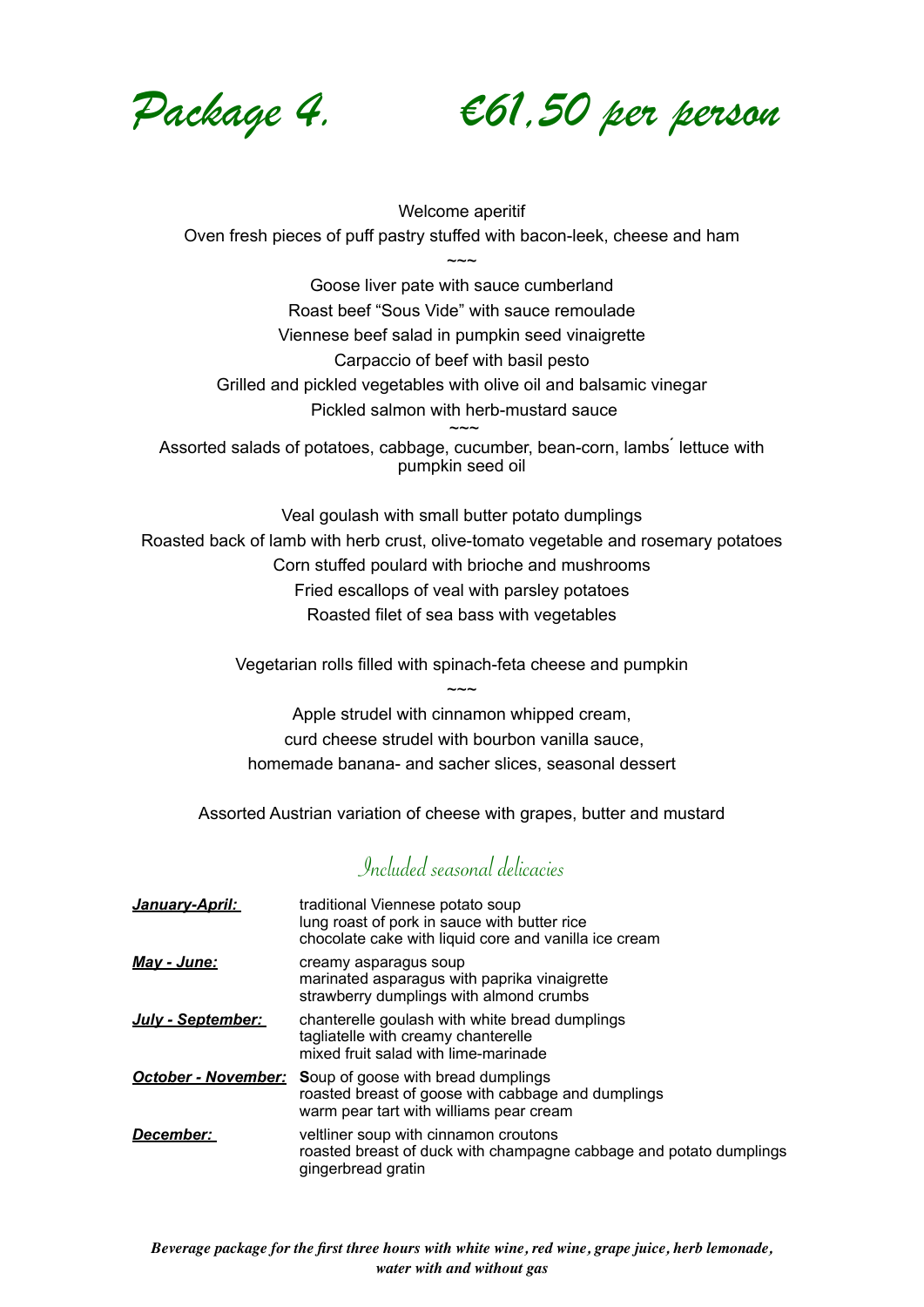# *Package 4.   €61,50 per person*

Welcome aperitif

Oven fresh pieces of puff pastry stuffed with bacon-leek, cheese and ham

~~~

Goose liver pate with sauce cumberland

Roast beef "Sous Vide" with sauce remoulade

Viennese beef salad in pumpkin seed vinaigrette

Carpaccio of beef with basil pesto

Grilled and pickled vegetables with olive oil and balsamic vinegar

Pickled salmon with herb-mustard sauce

~~~

Assorted salads of potatoes, cabbage, cucumber, bean-corn, lambs´ lettuce with pumpkin seed oil

Veal goulash with small butter potato dumplings

Roasted back of lamb with herb crust, olive-tomato vegetable and rosemary potatoes

Corn stuffed poulard with brioche and mushrooms

Fried escallops of veal with parsley potatoes

Roasted filet of sea bass with vegetables

Vegetarian rolls filled with spinach-feta cheese and pumpkin

~~~

Apple strudel with cinnamon whipped cream,

curd cheese strudel with bourbon vanilla sauce,

homemade banana- and sacher slices, seasonal dessert

Assorted Austrian variation of cheese with grapes, butter and mustard

## *Included seasonal delicacies*

| | |
|---|---|
| ***January-April:*** | traditional Viennese potato soup<br>lung roast of pork in sauce with butter rice<br>chocolate cake with liquid core and vanilla ice cream |
| ***May - June:*** | creamy asparagus soup<br>marinated asparagus with paprika vinaigrette<br>strawberry dumplings with almond crumbs |
| ***July - September:*** | chanterelle goulash with white bread dumplings<br>tagliatelle with creamy chanterelle<br>mixed fruit salad with lime-marinade |
| ***October - November:*** | **S**oup of goose with bread dumplings<br>roasted breast of goose with cabbage and dumplings<br>warm pear tart with williams pear cream |
| ***December:*** | veltliner soup with cinnamon croutons<br>roasted breast of duck with champagne cabbage and potato dumplings<br>gingerbread gratin |

***Beverage package for the first three hours with white wine, red wine, grape juice, herb lemonade, water with and without gas***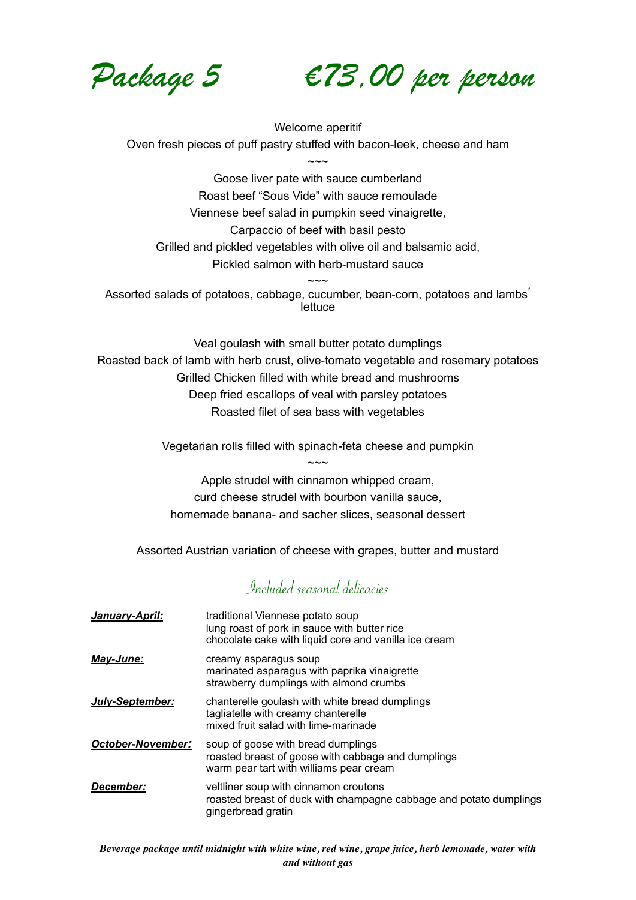# Package 5 €73,00 per person

Welcome aperitif

Oven fresh pieces of puff pastry stuffed with bacon-leek, cheese and ham

~~~

Goose liver pate with sauce cumberland

Roast beef “Sous Vide” with sauce remoulade

Viennese beef salad in pumpkin seed vinaigrette,

Carpaccio of beef with basil pesto

Grilled and pickled vegetables with olive oil and balsamic acid,

Pickled salmon with herb-mustard sauce

~~~

Assorted salads of potatoes, cabbage, cucumber, bean-corn, potatoes and lambs´ lettuce

Veal goulash with small butter potato dumplings

Roasted back of lamb with herb crust, olive-tomato vegetable and rosemary potatoes

Grilled Chicken filled with white bread and mushrooms

Deep fried escallops of veal with parsley potatoes

Roasted filet of sea bass with vegetables

Vegetarian rolls filled with spinach-feta cheese and pumpkin

~~~

Apple strudel with cinnamon whipped cream,

curd cheese strudel with bourbon vanilla sauce,

homemade banana- and sacher slices, seasonal dessert

Assorted Austrian variation of cheese with grapes, butter and mustard

## Included seasonal delicacies

| | |
|---|---|
| ***January-April:*** | traditional Viennese potato soup<br>lung roast of pork in sauce with butter rice<br>chocolate cake with liquid core and vanilla ice cream |
| ***May-June:*** | creamy asparagus soup<br>marinated asparagus with paprika vinaigrette<br>strawberry dumplings with almond crumbs |
| ***July-September:*** | chanterelle goulash with white bread dumplings<br>tagliatelle with creamy chanterelle<br>mixed fruit salad with lime-marinade |
| ***October-November:*** | soup of goose with bread dumplings<br>roasted breast of goose with cabbage and dumplings<br>warm pear tart with williams pear cream |
| ***December:*** | veltliner soup with cinnamon croutons<br>roasted breast of duck with champagne cabbage and potato dumplings<br>gingerbread gratin |

***Beverage package until midnight with white wine, red wine, grape juice, herb lemonade, water with and without gas***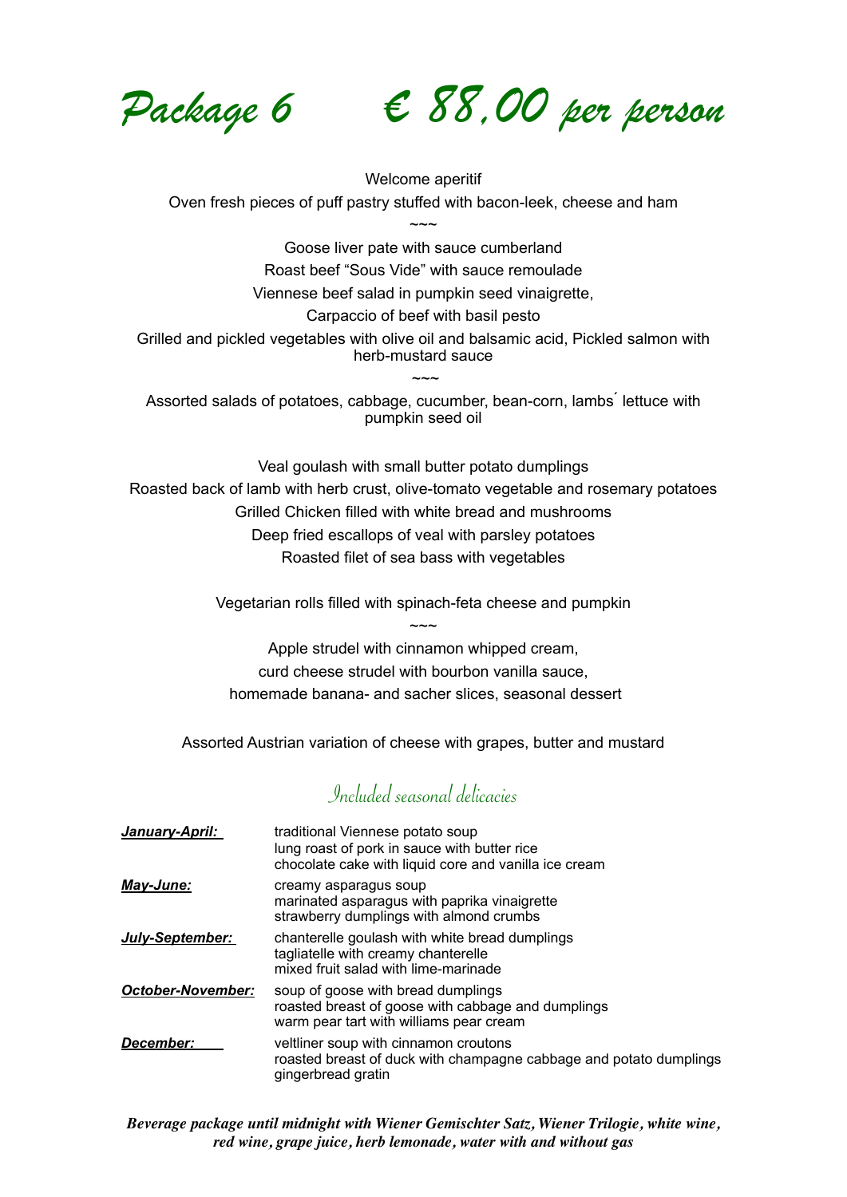# *Package 6 € 88,00 per person*

Welcome aperitif

Oven fresh pieces of puff pastry stuffed with bacon-leek, cheese and ham

~~~

Goose liver pate with sauce cumberland

Roast beef "Sous Vide" with sauce remoulade

Viennese beef salad in pumpkin seed vinaigrette,

Carpaccio of beef with basil pesto

Grilled and pickled vegetables with olive oil and balsamic acid, Pickled salmon with herb-mustard sauce

~~~

Assorted salads of potatoes, cabbage, cucumber, bean-corn, lambs´ lettuce with pumpkin seed oil

Veal goulash with small butter potato dumplings

Roasted back of lamb with herb crust, olive-tomato vegetable and rosemary potatoes

Grilled Chicken filled with white bread and mushrooms

Deep fried escallops of veal with parsley potatoes

Roasted filet of sea bass with vegetables

Vegetarian rolls filled with spinach-feta cheese and pumpkin

~~~

Apple strudel with cinnamon whipped cream,

curd cheese strudel with bourbon vanilla sauce,

homemade banana- and sacher slices, seasonal dessert

Assorted Austrian variation of cheese with grapes, butter and mustard

## Included seasonal delicacies

| | |
|---|---|
| ***January-April:*** | traditional Viennese potato soup<br>lung roast of pork in sauce with butter rice<br>chocolate cake with liquid core and vanilla ice cream |
| ***May-June:*** | creamy asparagus soup<br>marinated asparagus with paprika vinaigrette<br>strawberry dumplings with almond crumbs |
| ***July-September:*** | chanterelle goulash with white bread dumplings<br>tagliatelle with creamy chanterelle<br>mixed fruit salad with lime-marinade |
| ***October-November:*** | soup of goose with bread dumplings<br>roasted breast of goose with cabbage and dumplings<br>warm pear tart with williams pear cream |
| ***December:*** | veltliner soup with cinnamon croutons<br>roasted breast of duck with champagne cabbage and potato dumplings<br>gingerbread gratin |

***Beverage package until midnight with Wiener Gemischter Satz, Wiener Trilogie, white wine, red wine, grape juice, herb lemonade, water with and without gas***